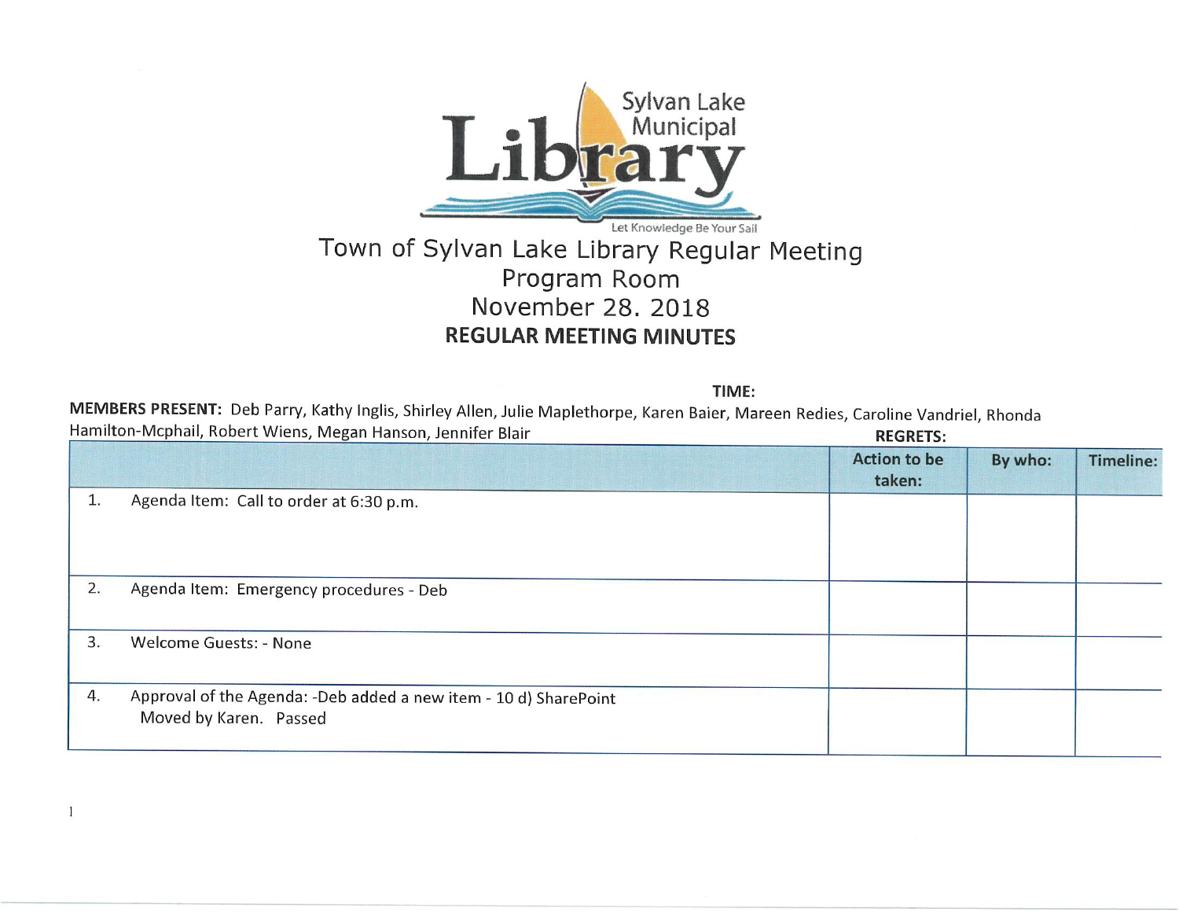Sylvan Lake Municipal Library

Let Knowledge Be Your Sail

# Town of Sylvan Lake Library Regular Meeting
## Program Room
## November 28. 2018
## REGULAR MEETING MINUTES

**TIME:**

**MEMBERS PRESENT:** Deb Parry, Kathy Inglis, Shirley Allen, Julie Maplethorpe, Karen Baier, Mareen Redies, Caroline Vandriel, Rhonda Hamilton-Mcphail, Robert Wiens, Megan Hanson, Jennifer Blair

**REGRETS:**

| | Action to be taken: | By who: | Timeline: |
|---|---|---|---|
| 1. Agenda Item: Call to order at 6:30 p.m. | | | |
| 2. Agenda Item: Emergency procedures - Deb | | | |
| 3. Welcome Guests: - None | | | |
| 4. Approval of the Agenda: -Deb added a new item - 10 d) SharePoint<br>Moved by Karen. Passed | | | |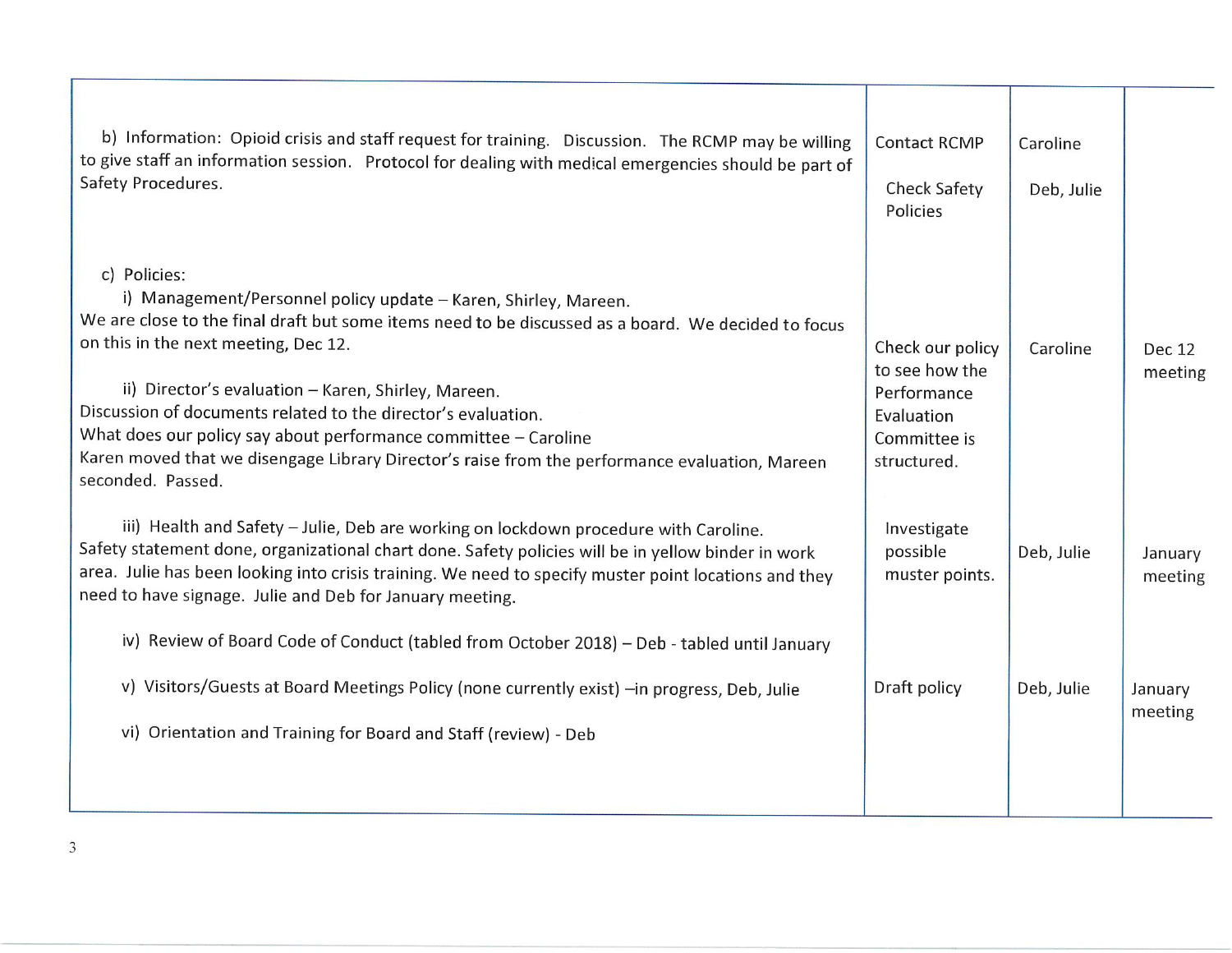| | | | |
|---|---|---|---|
| b) Information: Opioid crisis and staff request for training. Discussion. The RCMP may be willing to give staff an information session. Protocol for dealing with medical emergencies should be part of Safety Procedures. | Contact RCMP<br><br>Check Safety Policies | Caroline<br><br>Deb, Julie | |
| c) Policies:<br>i) Management/Personnel policy update – Karen, Shirley, Mareen.<br>We are close to the final draft but some items need to be discussed as a board. We decided to focus on this in the next meeting, Dec 12.<br><br>ii) Director's evaluation – Karen, Shirley, Mareen.<br>Discussion of documents related to the director's evaluation.<br>What does our policy say about performance committee – Caroline<br>Karen moved that we disengage Library Director's raise from the performance evaluation, Mareen seconded. Passed. | Check our policy to see how the Performance Evaluation Committee is structured. | Caroline | Dec 12 meeting |
| iii) Health and Safety – Julie, Deb are working on lockdown procedure with Caroline.<br>Safety statement done, organizational chart done. Safety policies will be in yellow binder in work area. Julie has been looking into crisis training. We need to specify muster point locations and they need to have signage. Julie and Deb for January meeting. | Investigate possible muster points. | Deb, Julie | January meeting |
| iv) Review of Board Code of Conduct (tabled from October 2018) – Deb - tabled until January | | | |
| v) Visitors/Guests at Board Meetings Policy (none currently exist) –in progress, Deb, Julie | Draft policy | Deb, Julie | January meeting |
| vi) Orientation and Training for Board and Staff (review) - Deb | | | |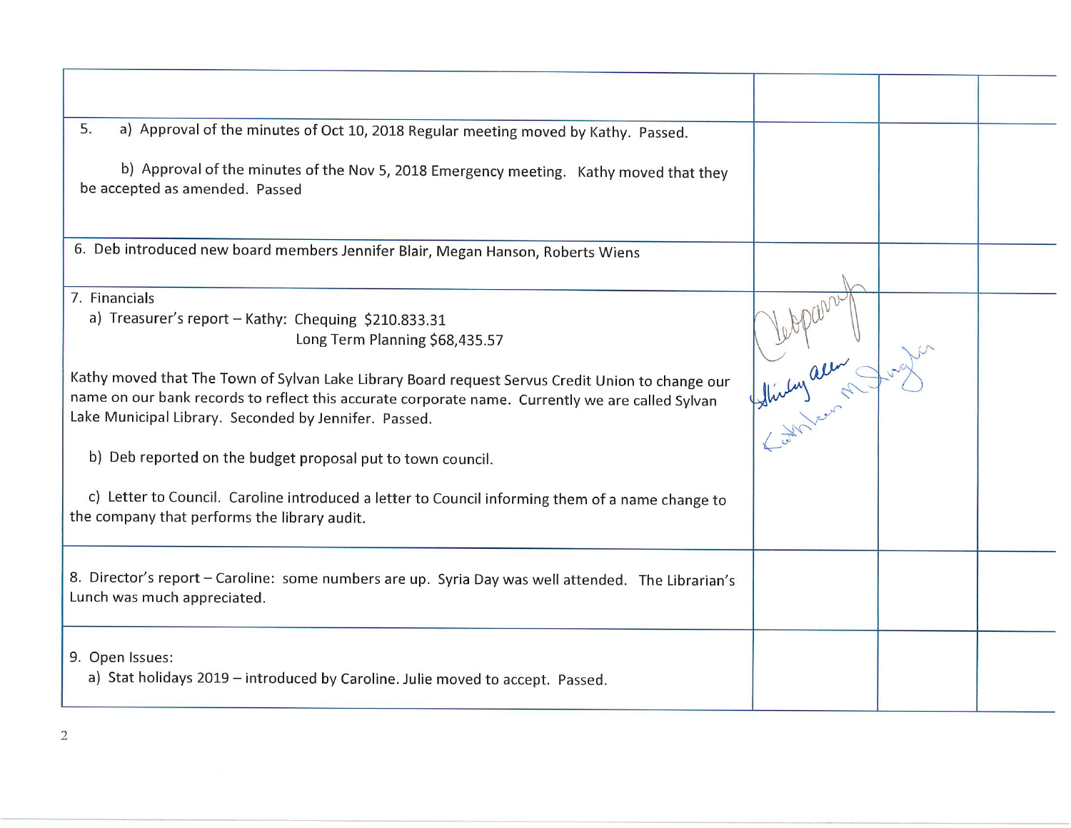| | | | |
|---|---|---|---|
| 5. a) Approval of the minutes of Oct 10, 2018 Regular meeting moved by Kathy. Passed.<br><br>b) Approval of the minutes of the Nov 5, 2018 Emergency meeting. Kathy moved that they be accepted as amended. Passed | | | |
| 6. Deb introduced new board members Jennifer Blair, Megan Hanson, Roberts Wiens | | | |
| 7. Financials<br>a) Treasurer's report – Kathy: Chequing $210.833.31<br>Long Term Planning $68,435.57<br><br>Kathy moved that The Town of Sylvan Lake Library Board request Servus Credit Union to change our name on our bank records to reflect this accurate corporate name. Currently we are called Sylvan Lake Municipal Library. Seconded by Jennifer. Passed.<br><br>b) Deb reported on the budget proposal put to town council.<br><br>c) Letter to Council. Caroline introduced a letter to Council informing them of a name change to the company that performs the library audit. | | | |
| 8. Director's report – Caroline: some numbers are up. Syria Day was well attended. The Librarian's Lunch was much appreciated. | | | |
| 9. Open Issues:<br>a) Stat holidays 2019 – introduced by Caroline. Julie moved to accept. Passed. | | | |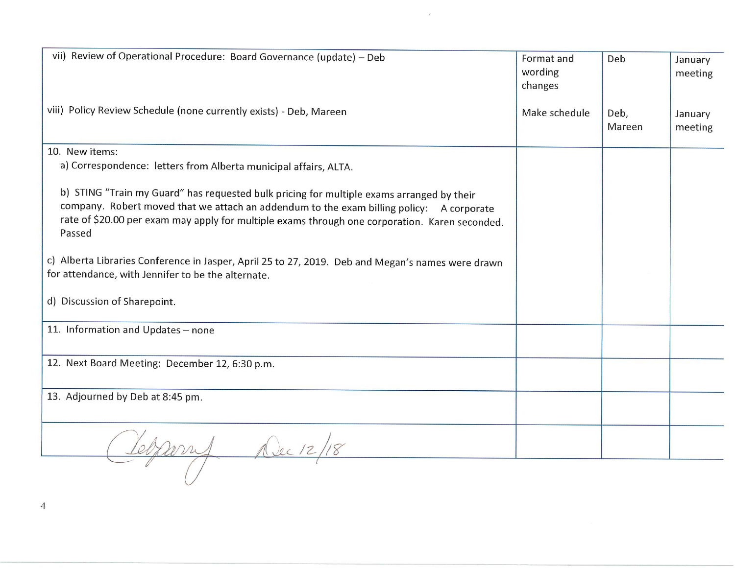| | | | |
|---|---|---|---|
| vii) Review of Operational Procedure: Board Governance (update) – Deb<br><br>viii) Policy Review Schedule (none currently exists) - Deb, Mareen | Format and wording changes<br><br>Make schedule | Deb<br><br>Deb, Mareen | January meeting<br><br>January meeting |
| 10. New items:<br>a) Correspondence: letters from Alberta municipal affairs, ALTA.<br><br>b) STING "Train my Guard" has requested bulk pricing for multiple exams arranged by their company. Robert moved that we attach an addendum to the exam billing policy: A corporate rate of $20.00 per exam may apply for multiple exams through one corporation. Karen seconded. Passed<br><br>c) Alberta Libraries Conference in Jasper, April 25 to 27, 2019. Deb and Megan's names were drawn for attendance, with Jennifer to be the alternate.<br><br>d) Discussion of Sharepoint. | | | |
| 11. Information and Updates – none | | | |
| 12. Next Board Meeting: December 12, 6:30 p.m. | | | |
| 13. Adjourned by Deb at 8:45 pm. | | | |
| [Signature] Dec 12/18 | | | |